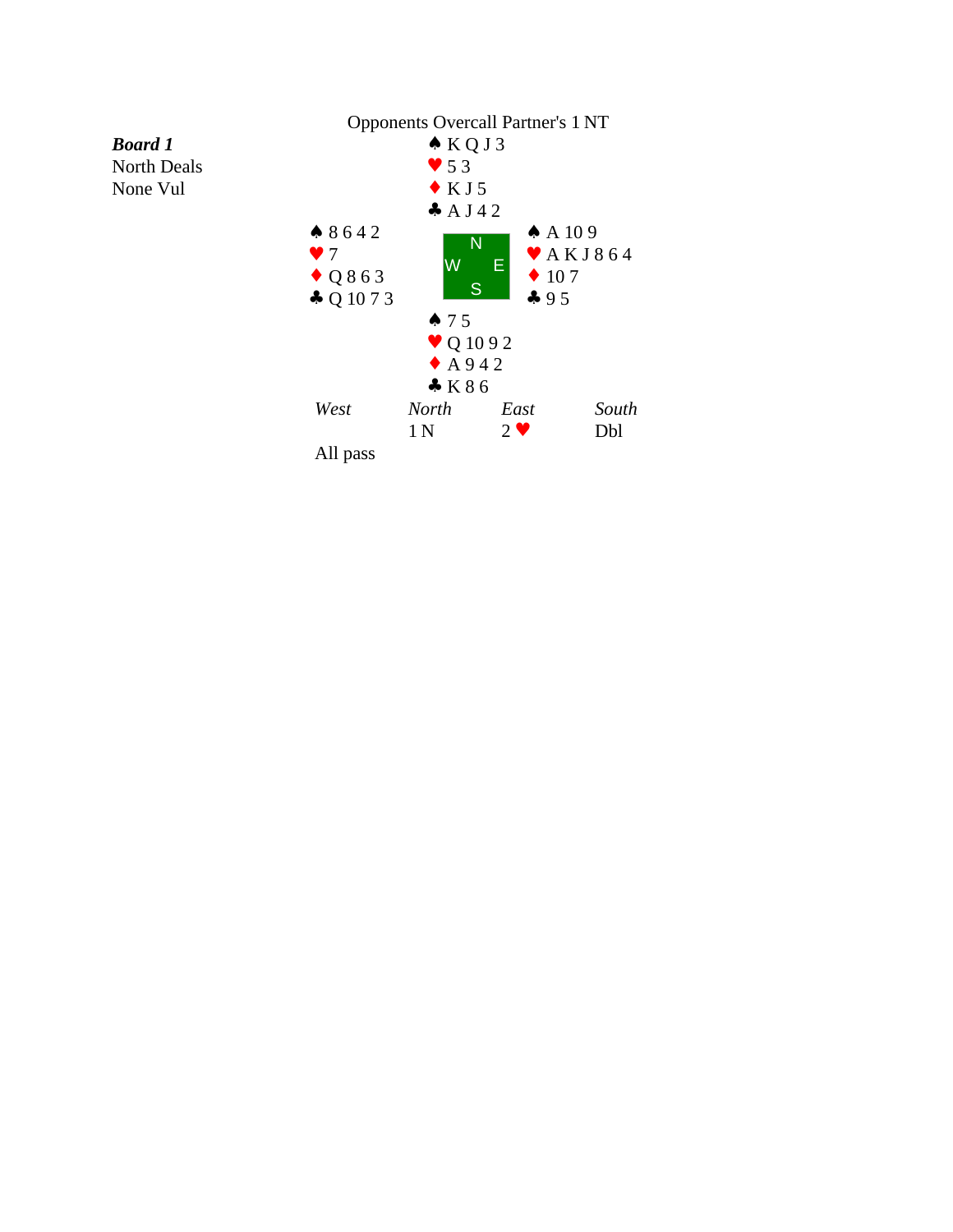## Opponents Overcall Partner's 1 NT

***Board 1***
North Deals
None Vul

**North**
♠ K Q J 3
♥ 5 3
♦ K J 5
♣ A J 4 2

**West**
♠ 8 6 4 2
♥ 7
♦ Q 8 6 3
♣ Q 10 7 3

**East**
♠ A 10 9
♥ A K J 8 6 4
♦ 10 7
♣ 9 5

**South**
♠ 7 5
♥ Q 10 9 2
♦ A 9 4 2
♣ K 8 6

| *West* | *North* | *East* | *South* |
|---|---|---|---|
| | 1 N | 2 ♥ | Dbl |
| All pass | | | |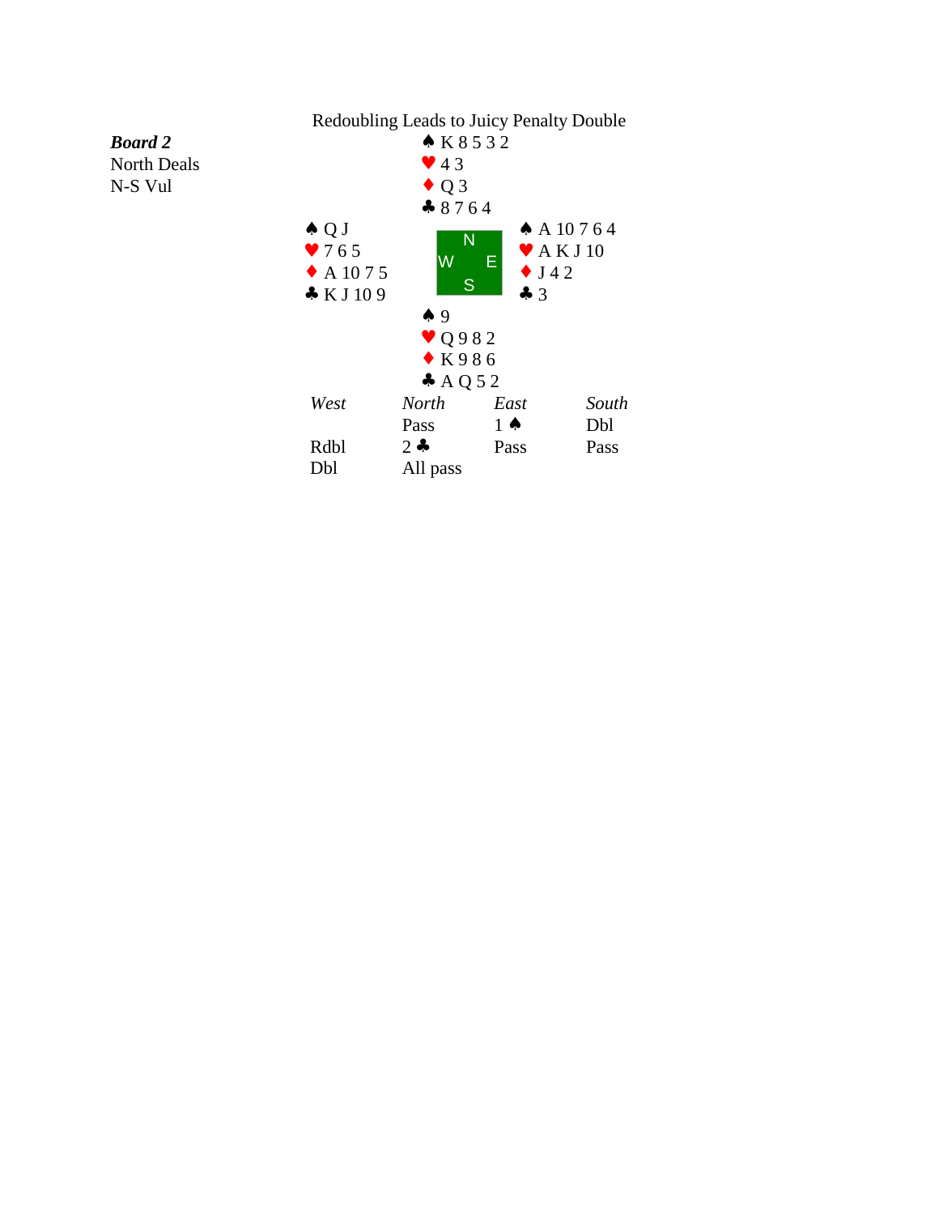## Redoubling Leads to Juicy Penalty Double

***Board 2***
North Deals
N-S Vul

**North**
♠ K 8 5 3 2
♥ 4 3
♦ Q 3
♣ 8 7 6 4

**West**
♠ Q J
♥ 7 6 5
♦ A 10 7 5
♣ K J 10 9

**East**
♠ A 10 7 6 4
♥ A K J 10
♦ J 4 2
♣ 3

**South**
♠ 9
♥ Q 9 8 2
♦ K 9 8 6
♣ A Q 5 2

| *West* | *North* | *East* | *South* |
|---|---|---|---|
| | Pass | 1 ♠ | Dbl |
| Rdbl | 2 ♣ | Pass | Pass |
| Dbl | All pass | | |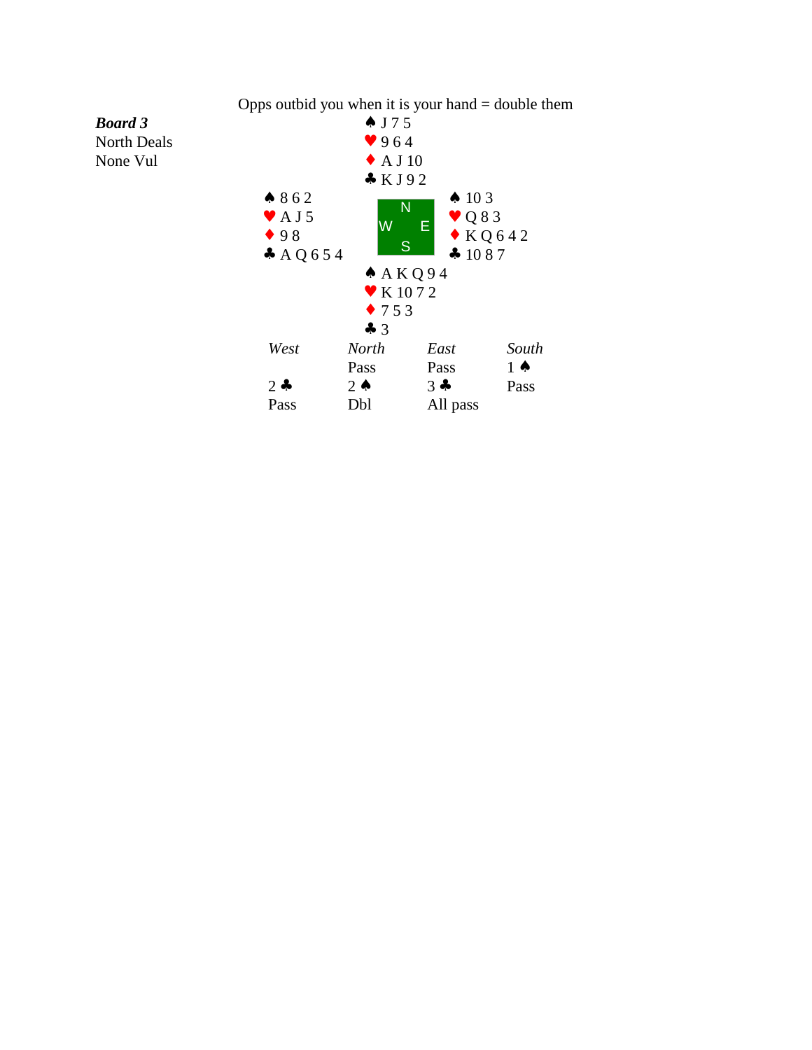Opps outbid you when it is your hand = double them

***Board 3***
North Deals
None Vul

| | North | |
|---|---|---|
| | ♠ J 7 5 | |
| | ♥ 9 6 4 | |
| | ♦ A J 10 | |
| | ♣ K J 9 2 | |
| **West** | | **East** |
| ♠ 8 6 2 | | ♠ 10 3 |
| ♥ A J 5 | | ♥ Q 8 3 |
| ♦ 9 8 | | ♦ K Q 6 4 2 |
| ♣ A Q 6 5 4 | | ♣ 10 8 7 |
| | **South** | |
| | ♠ A K Q 9 4 | |
| | ♥ K 10 7 2 | |
| | ♦ 7 5 3 | |
| | ♣ 3 | |

| *West* | *North* | *East* | *South* |
|---|---|---|---|
| | Pass | Pass | 1 ♠ |
| 2 ♣ | 2 ♠ | 3 ♣ | Pass |
| Pass | Dbl | All pass | |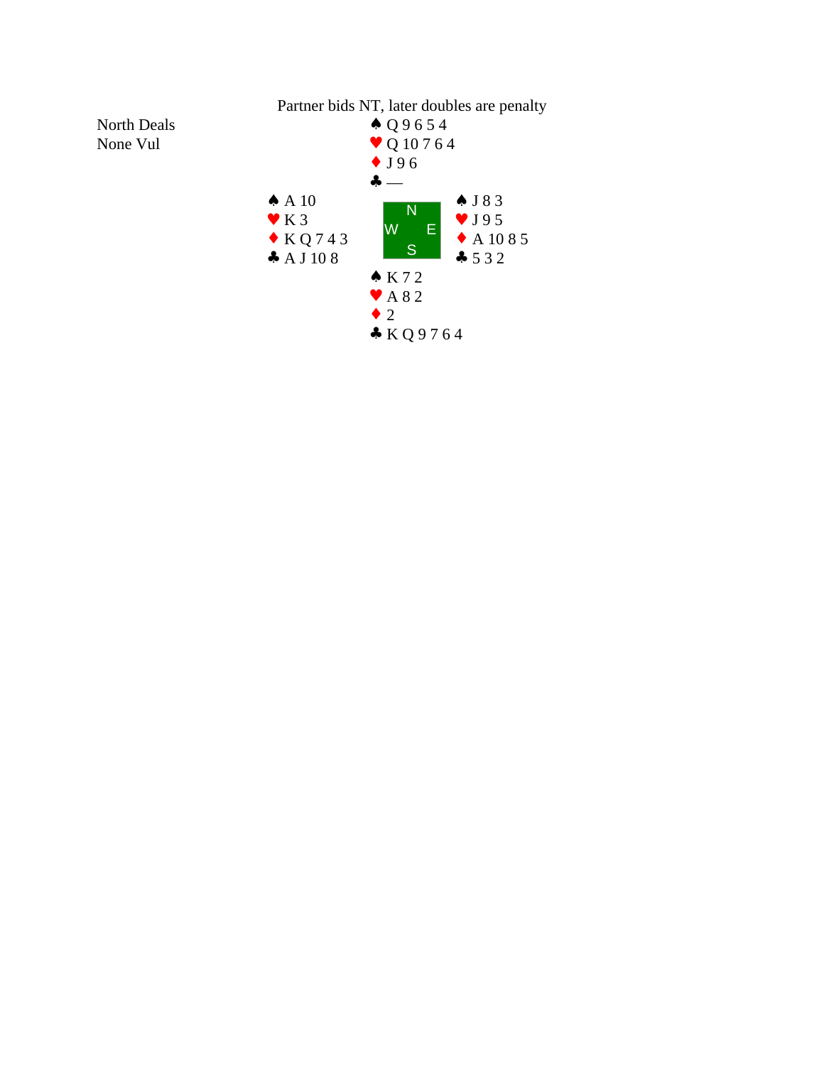Partner bids NT, later doubles are penalty

North Deals
None Vul

**North**
♠ Q 9 6 5 4
♥ Q 10 7 6 4
♦ J 9 6
♣ —

**West**
♠ A 10
♥ K 3
♦ K Q 7 4 3
♣ A J 10 8

**East**
♠ J 8 3
♥ J 9 5
♦ A 10 8 5
♣ 5 3 2

**South**
♠ K 7 2
♥ A 8 2
♦ 2
♣ K Q 9 7 6 4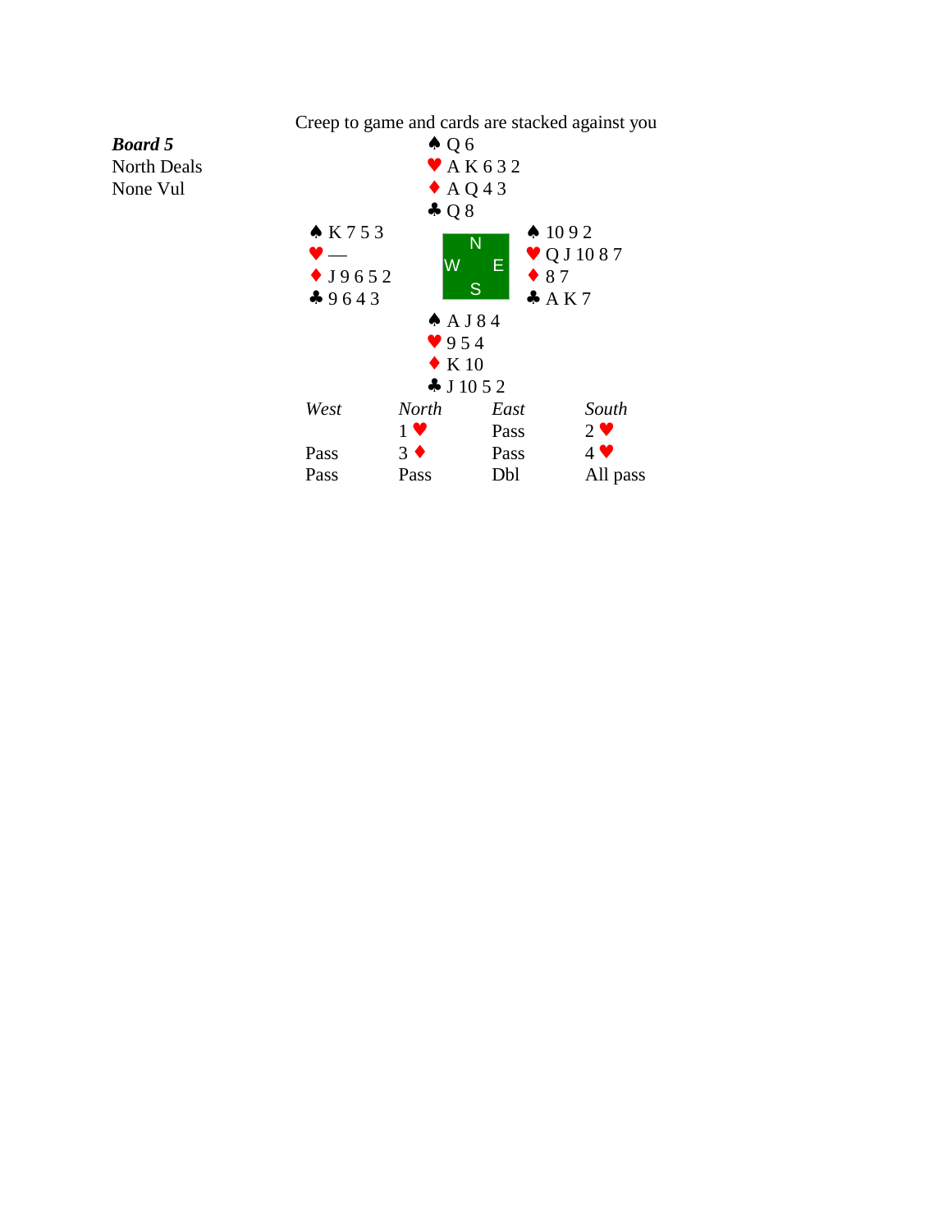Creep to game and cards are stacked against you

***Board 5***
North Deals
None Vul

**North**
♠ Q 6
♥ A K 6 3 2
♦ A Q 4 3
♣ Q 8

**West**
♠ K 7 5 3
♥ —
♦ J 9 6 5 2
♣ 9 6 4 3

**East**
♠ 10 9 2
♥ Q J 10 8 7
♦ 8 7
♣ A K 7

**South**
♠ A J 8 4
♥ 9 5 4
♦ K 10
♣ J 10 5 2

| *West* | *North* | *East* | *South* |
|---|---|---|---|
| | 1 ♥ | Pass | 2 ♥ |
| Pass | 3 ♦ | Pass | 4 ♥ |
| Pass | Pass | Dbl | All pass |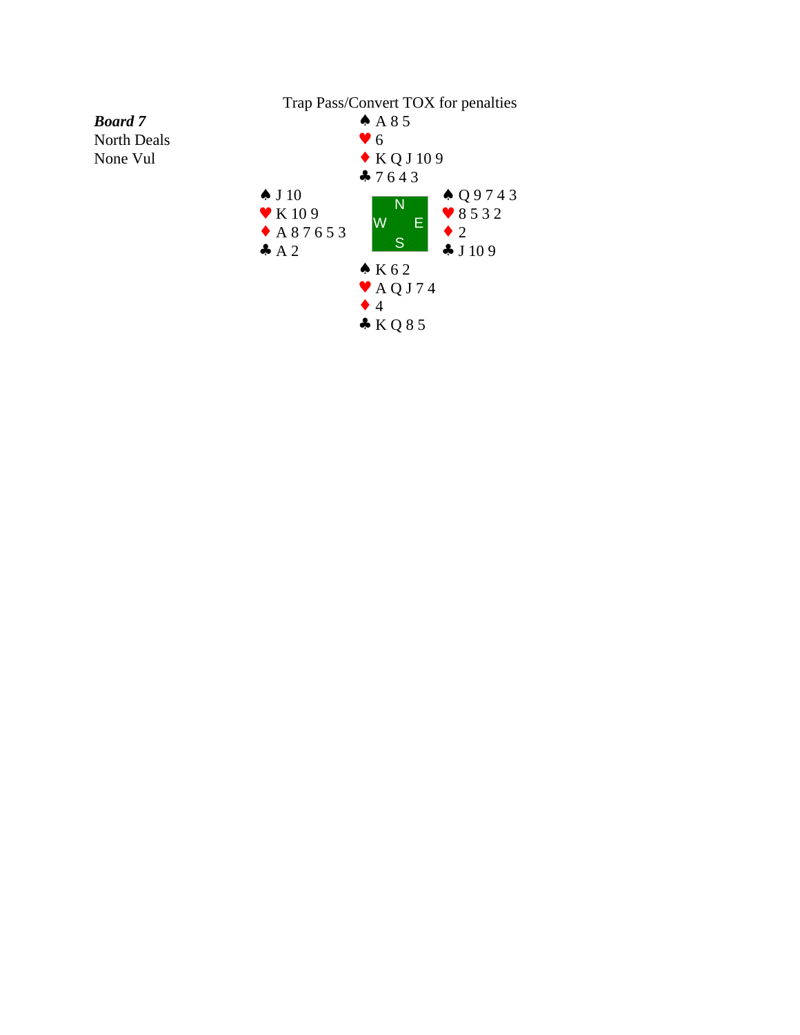Trap Pass/Convert TOX for penalties

***Board 7***
North Deals
None Vul

| | North | |
|---|---|---|
| | ♠ A 8 5<br>♥ 6<br>♦ K Q J 10 9<br>♣ 7 6 4 3 | |
| **West** | | **East** |
| ♠ J 10<br>♥ K 10 9<br>♦ A 8 7 6 5 3<br>♣ A 2 | | ♠ Q 9 7 4 3<br>♥ 8 5 3 2<br>♦ 2<br>♣ J 10 9 |
| | **South** | |
| | ♠ K 6 2<br>♥ A Q J 7 4<br>♦ 4<br>♣ K Q 8 5 | |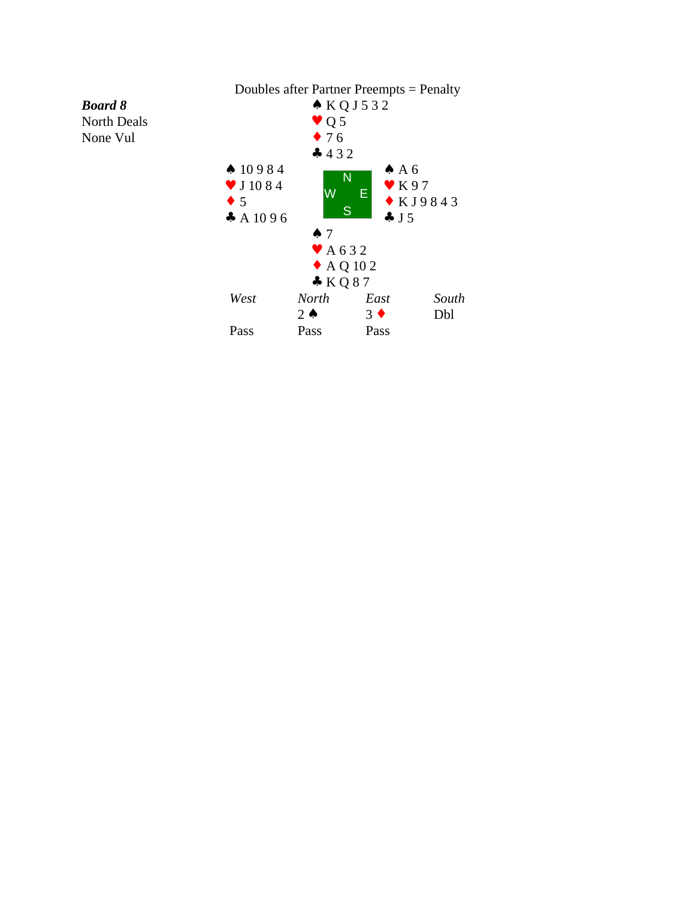Doubles after Partner Preempts = Penalty

***Board 8***
North Deals
None Vul

North
♠ K Q J 5 3 2
♥ Q 5
♦ 7 6
♣ 4 3 2

West
♠ 10 9 8 4
♥ J 10 8 4
♦ 5
♣ A 10 9 6

East
♠ A 6
♥ K 9 7
♦ K J 9 8 4 3
♣ J 5

South
♠ 7
♥ A 6 3 2
♦ A Q 10 2
♣ K Q 8 7

| *West* | *North* | *East* | *South* |
|---|---|---|---|
| | 2 ♠ | 3 ♦ | Dbl |
| Pass | Pass | Pass | |